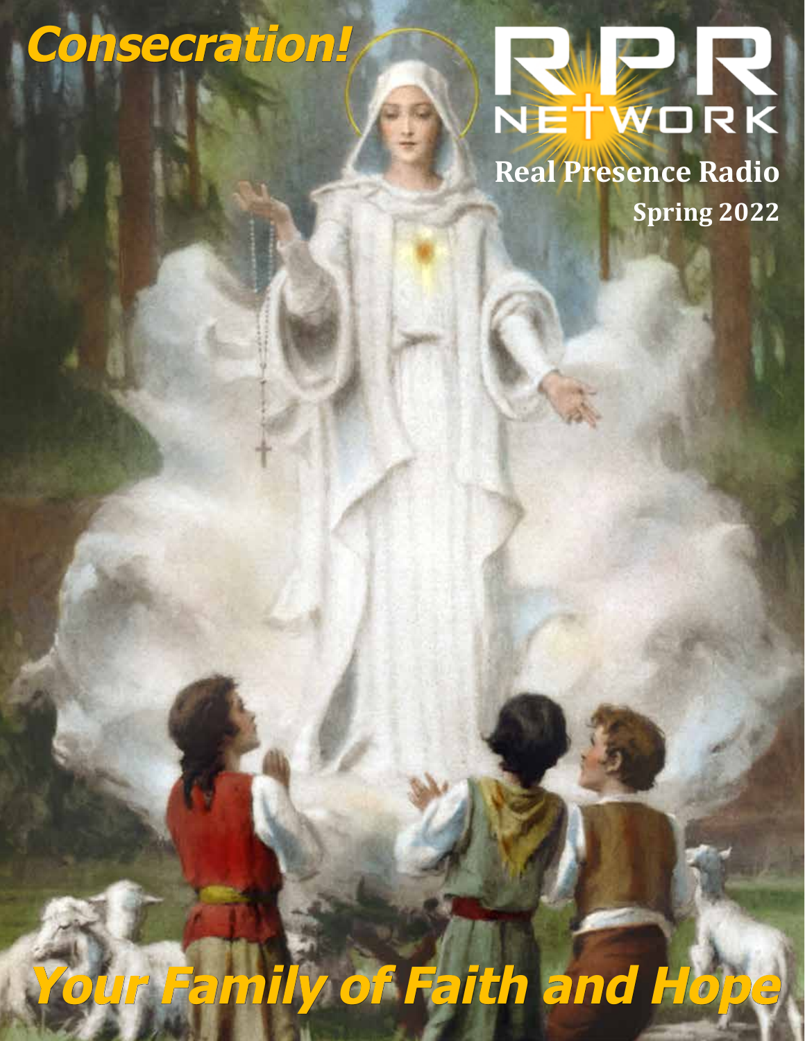# Consecration!

RPR NETWORK

Real Presence Radio

Spring 2022

## Your Family of Faith and Hope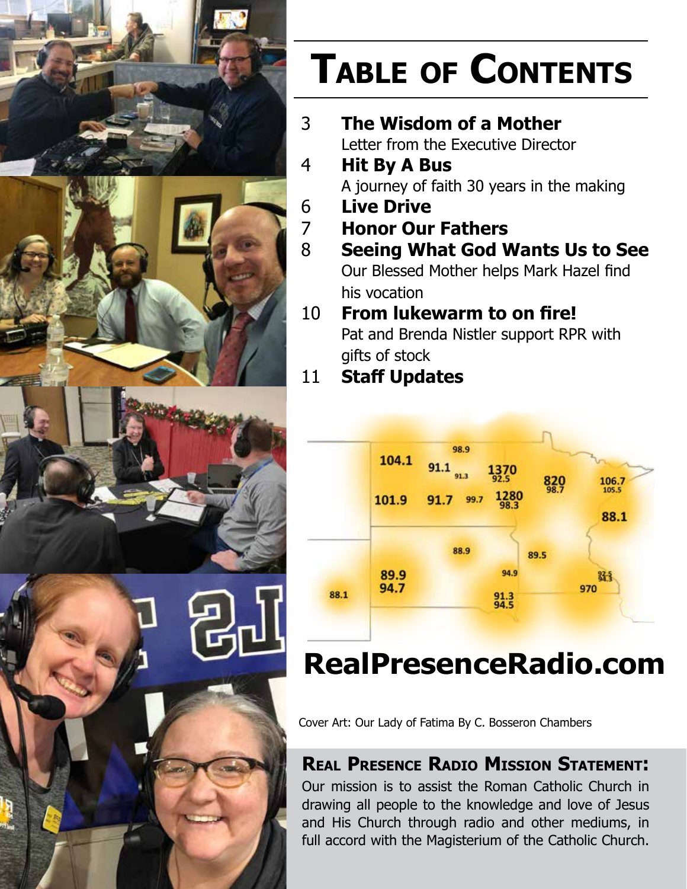# Table of Contents

3 **The Wisdom of a Mother**
Letter from the Executive Director

4 **Hit By A Bus**
A journey of faith 30 years in the making

6 **Live Drive**

7 **Honor Our Fathers**

8 **Seeing What God Wants Us to See**
Our Blessed Mother helps Mark Hazel find his vocation

10 **From lukewarm to on fire!**
Pat and Brenda Nistler support RPR with gifts of stock

11 **Staff Updates**

98.9
104.1
91.1
91.3
1370
92.5
820
98.7
106.7
105.5
101.9
91.7
99.7
1280
98.3
88.1
88.9
89.5
89.9
94.7
94.9
92.5
94.3
88.1
970
91.3
94.5

# RealPresenceRadio.com

Cover Art: Our Lady of Fatima By C. Bosseron Chambers

## Real Presence Radio Mission Statement:

Our mission is to assist the Roman Catholic Church in drawing all people to the knowledge and love of Jesus and His Church through radio and other mediums, in full accord with the Magisterium of the Catholic Church.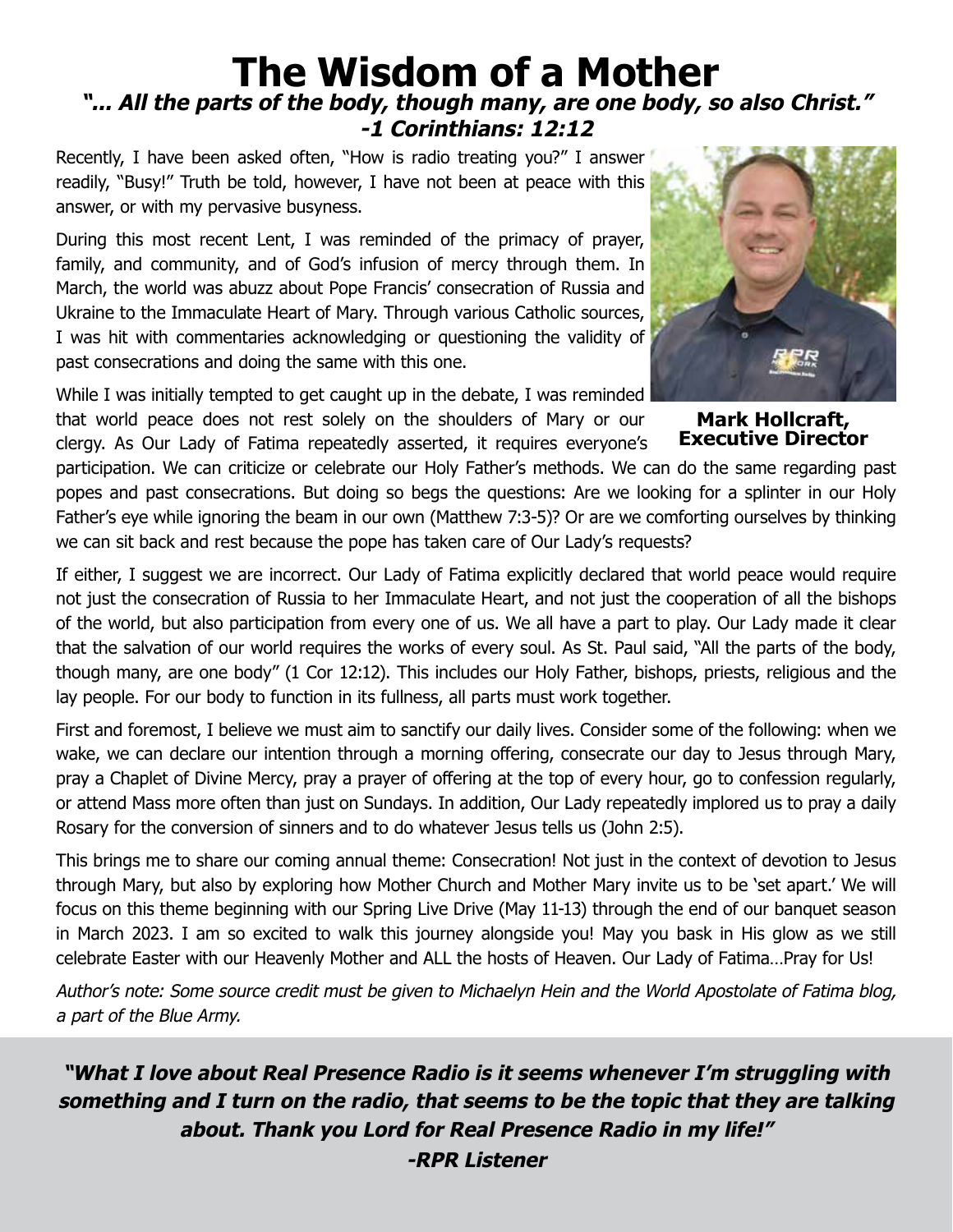# The Wisdom of a Mother

***"... All the parts of the body, though many, are one body, so also Christ." -1 Corinthians: 12:12***

Recently, I have been asked often, "How is radio treating you?" I answer readily, "Busy!" Truth be told, however, I have not been at peace with this answer, or with my pervasive busyness.

During this most recent Lent, I was reminded of the primacy of prayer, family, and community, and of God's infusion of mercy through them. In March, the world was abuzz about Pope Francis' consecration of Russia and Ukraine to the Immaculate Heart of Mary. Through various Catholic sources, I was hit with commentaries acknowledging or questioning the validity of past consecrations and doing the same with this one.

**Mark Hollcraft, Executive Director**

While I was initially tempted to get caught up in the debate, I was reminded that world peace does not rest solely on the shoulders of Mary or our clergy. As Our Lady of Fatima repeatedly asserted, it requires everyone's participation. We can criticize or celebrate our Holy Father's methods. We can do the same regarding past popes and past consecrations. But doing so begs the questions: Are we looking for a splinter in our Holy Father's eye while ignoring the beam in our own (Matthew 7:3-5)? Or are we comforting ourselves by thinking we can sit back and rest because the pope has taken care of Our Lady's requests?

If either, I suggest we are incorrect. Our Lady of Fatima explicitly declared that world peace would require not just the consecration of Russia to her Immaculate Heart, and not just the cooperation of all the bishops of the world, but also participation from every one of us. We all have a part to play. Our Lady made it clear that the salvation of our world requires the works of every soul. As St. Paul said, "All the parts of the body, though many, are one body" (1 Cor 12:12). This includes our Holy Father, bishops, priests, religious and the lay people. For our body to function in its fullness, all parts must work together.

First and foremost, I believe we must aim to sanctify our daily lives. Consider some of the following: when we wake, we can declare our intention through a morning offering, consecrate our day to Jesus through Mary, pray a Chaplet of Divine Mercy, pray a prayer of offering at the top of every hour, go to confession regularly, or attend Mass more often than just on Sundays. In addition, Our Lady repeatedly implored us to pray a daily Rosary for the conversion of sinners and to do whatever Jesus tells us (John 2:5).

This brings me to share our coming annual theme: Consecration! Not just in the context of devotion to Jesus through Mary, but also by exploring how Mother Church and Mother Mary invite us to be 'set apart.' We will focus on this theme beginning with our Spring Live Drive (May 11-13) through the end of our banquet season in March 2023. I am so excited to walk this journey alongside you! May you bask in His glow as we still celebrate Easter with our Heavenly Mother and ALL the hosts of Heaven. Our Lady of Fatima…Pray for Us!

*Author's note: Some source credit must be given to Michaelyn Hein and the World Apostolate of Fatima blog, a part of the Blue Army.*

***"What I love about Real Presence Radio is it seems whenever I'm struggling with something and I turn on the radio, that seems to be the topic that they are talking about. Thank you Lord for Real Presence Radio in my life!"***

***-RPR Listener***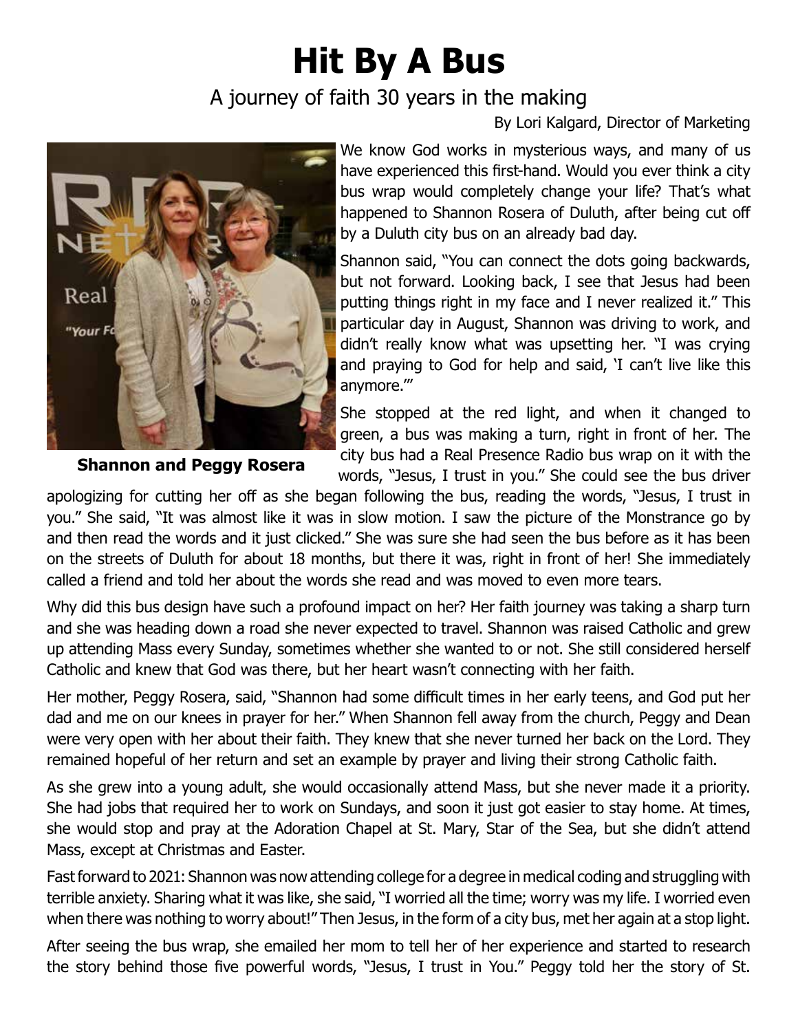# Hit By A Bus

A journey of faith 30 years in the making

By Lori Kalgard, Director of Marketing

**Shannon and Peggy Rosera**

We know God works in mysterious ways, and many of us have experienced this first-hand. Would you ever think a city bus wrap would completely change your life? That's what happened to Shannon Rosera of Duluth, after being cut off by a Duluth city bus on an already bad day.

Shannon said, "You can connect the dots going backwards, but not forward. Looking back, I see that Jesus had been putting things right in my face and I never realized it." This particular day in August, Shannon was driving to work, and didn't really know what was upsetting her. "I was crying and praying to God for help and said, 'I can't live like this anymore.'"

She stopped at the red light, and when it changed to green, a bus was making a turn, right in front of her. The city bus had a Real Presence Radio bus wrap on it with the words, "Jesus, I trust in you." She could see the bus driver apologizing for cutting her off as she began following the bus, reading the words, "Jesus, I trust in you." She said, "It was almost like it was in slow motion. I saw the picture of the Monstrance go by and then read the words and it just clicked." She was sure she had seen the bus before as it has been on the streets of Duluth for about 18 months, but there it was, right in front of her! She immediately called a friend and told her about the words she read and was moved to even more tears.

Why did this bus design have such a profound impact on her? Her faith journey was taking a sharp turn and she was heading down a road she never expected to travel. Shannon was raised Catholic and grew up attending Mass every Sunday, sometimes whether she wanted to or not. She still considered herself Catholic and knew that God was there, but her heart wasn't connecting with her faith.

Her mother, Peggy Rosera, said, "Shannon had some difficult times in her early teens, and God put her dad and me on our knees in prayer for her." When Shannon fell away from the church, Peggy and Dean were very open with her about their faith. They knew that she never turned her back on the Lord. They remained hopeful of her return and set an example by prayer and living their strong Catholic faith.

As she grew into a young adult, she would occasionally attend Mass, but she never made it a priority. She had jobs that required her to work on Sundays, and soon it just got easier to stay home. At times, she would stop and pray at the Adoration Chapel at St. Mary, Star of the Sea, but she didn't attend Mass, except at Christmas and Easter.

Fast forward to 2021: Shannon was now attending college for a degree in medical coding and struggling with terrible anxiety. Sharing what it was like, she said, "I worried all the time; worry was my life. I worried even when there was nothing to worry about!" Then Jesus, in the form of a city bus, met her again at a stop light.

After seeing the bus wrap, she emailed her mom to tell her of her experience and started to research the story behind those five powerful words, "Jesus, I trust in You." Peggy told her the story of St.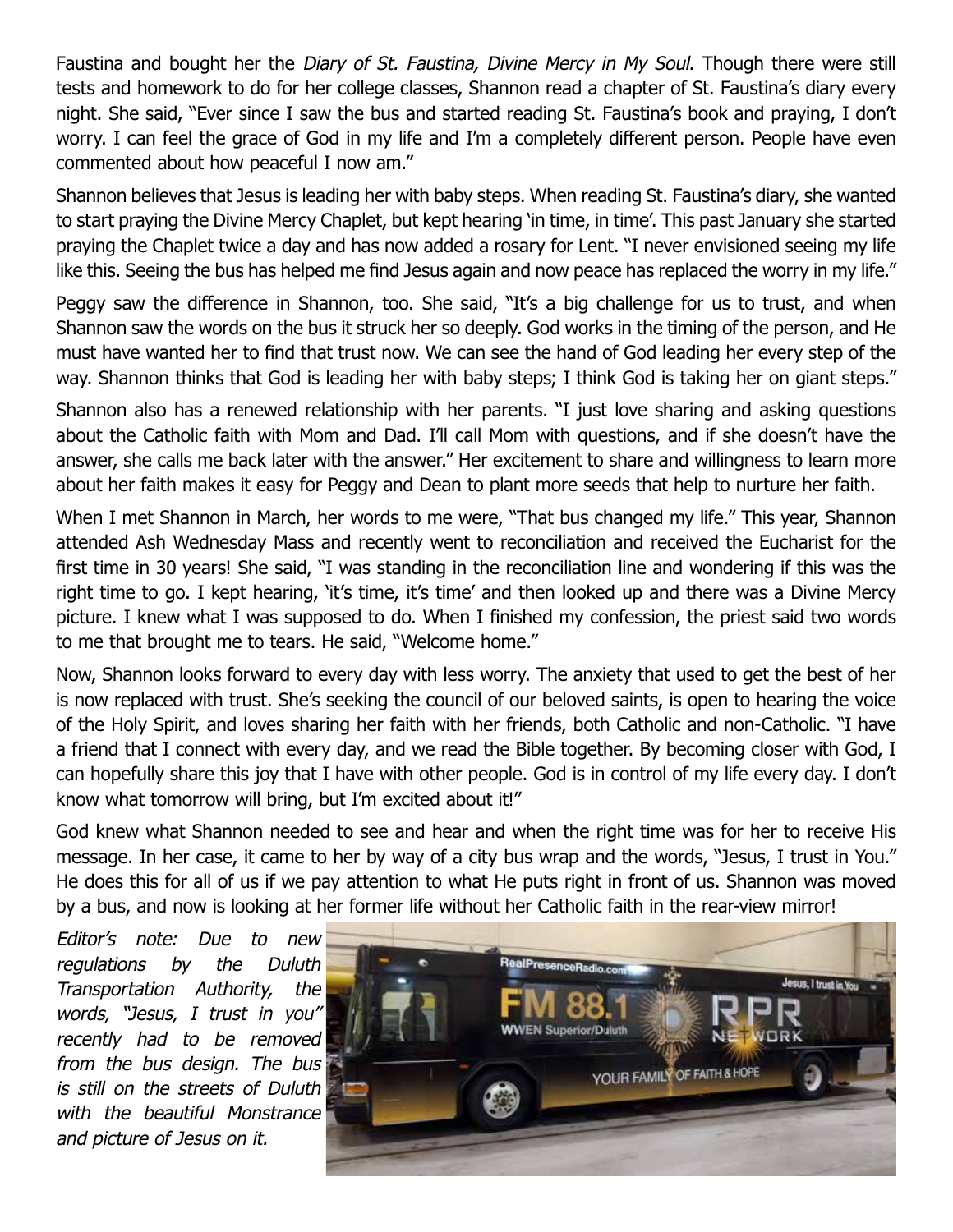Faustina and bought her the *Diary of St. Faustina, Divine Mercy in My Soul.* Though there were still tests and homework to do for her college classes, Shannon read a chapter of St. Faustina's diary every night. She said, "Ever since I saw the bus and started reading St. Faustina's book and praying, I don't worry. I can feel the grace of God in my life and I'm a completely different person. People have even commented about how peaceful I now am."

Shannon believes that Jesus is leading her with baby steps. When reading St. Faustina's diary, she wanted to start praying the Divine Mercy Chaplet, but kept hearing 'in time, in time'. This past January she started praying the Chaplet twice a day and has now added a rosary for Lent. "I never envisioned seeing my life like this. Seeing the bus has helped me find Jesus again and now peace has replaced the worry in my life."

Peggy saw the difference in Shannon, too. She said, "It's a big challenge for us to trust, and when Shannon saw the words on the bus it struck her so deeply. God works in the timing of the person, and He must have wanted her to find that trust now. We can see the hand of God leading her every step of the way. Shannon thinks that God is leading her with baby steps; I think God is taking her on giant steps."

Shannon also has a renewed relationship with her parents. "I just love sharing and asking questions about the Catholic faith with Mom and Dad. I'll call Mom with questions, and if she doesn't have the answer, she calls me back later with the answer." Her excitement to share and willingness to learn more about her faith makes it easy for Peggy and Dean to plant more seeds that help to nurture her faith.

When I met Shannon in March, her words to me were, "That bus changed my life." This year, Shannon attended Ash Wednesday Mass and recently went to reconciliation and received the Eucharist for the first time in 30 years! She said, "I was standing in the reconciliation line and wondering if this was the right time to go. I kept hearing, 'it's time, it's time' and then looked up and there was a Divine Mercy picture. I knew what I was supposed to do. When I finished my confession, the priest said two words to me that brought me to tears. He said, "Welcome home."

Now, Shannon looks forward to every day with less worry. The anxiety that used to get the best of her is now replaced with trust. She's seeking the council of our beloved saints, is open to hearing the voice of the Holy Spirit, and loves sharing her faith with her friends, both Catholic and non-Catholic. "I have a friend that I connect with every day, and we read the Bible together. By becoming closer with God, I can hopefully share this joy that I have with other people. God is in control of my life every day. I don't know what tomorrow will bring, but I'm excited about it!"

God knew what Shannon needed to see and hear and when the right time was for her to receive His message. In her case, it came to her by way of a city bus wrap and the words, "Jesus, I trust in You." He does this for all of us if we pay attention to what He puts right in front of us. Shannon was moved by a bus, and now is looking at her former life without her Catholic faith in the rear-view mirror!

*Editor's note: Due to new regulations by the Duluth Transportation Authority, the words, "Jesus, I trust in you" recently had to be removed from the bus design. The bus is still on the streets of Duluth with the beautiful Monstrance and picture of Jesus on it.*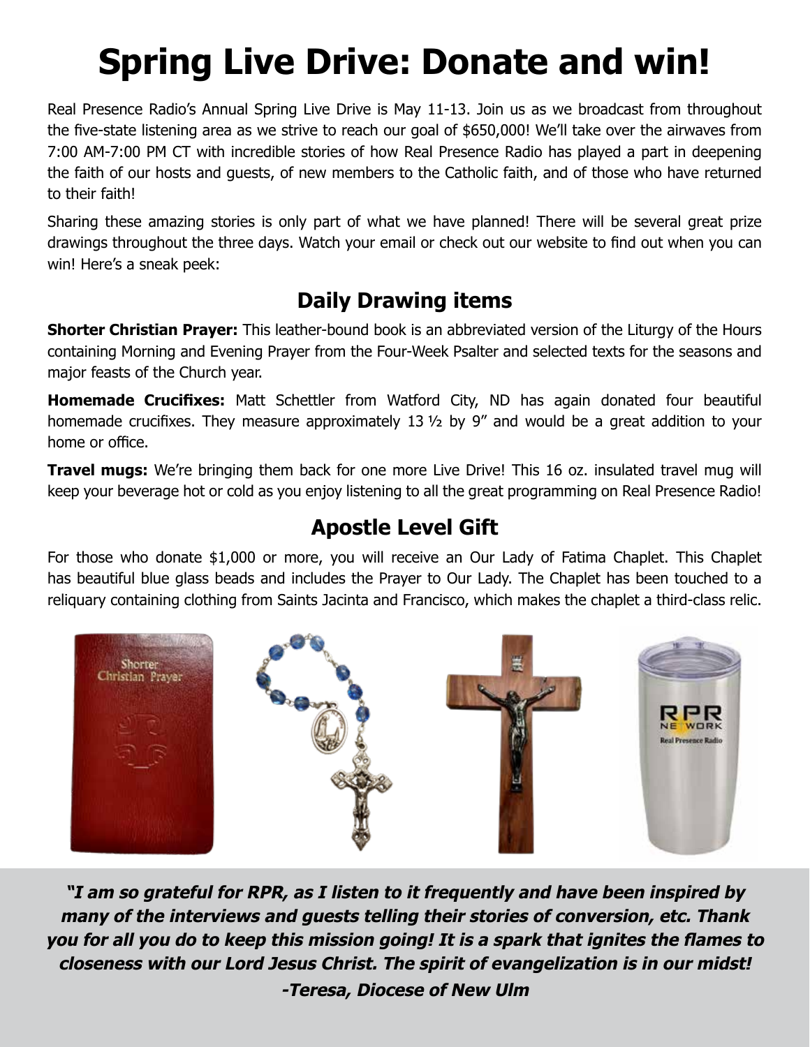# Spring Live Drive: Donate and win!

Real Presence Radio's Annual Spring Live Drive is May 11-13. Join us as we broadcast from throughout the five-state listening area as we strive to reach our goal of $650,000! We'll take over the airwaves from 7:00 AM-7:00 PM CT with incredible stories of how Real Presence Radio has played a part in deepening the faith of our hosts and guests, of new members to the Catholic faith, and of those who have returned to their faith!

Sharing these amazing stories is only part of what we have planned! There will be several great prize drawings throughout the three days. Watch your email or check out our website to find out when you can win! Here's a sneak peek:

## Daily Drawing items

**Shorter Christian Prayer:** This leather-bound book is an abbreviated version of the Liturgy of the Hours containing Morning and Evening Prayer from the Four-Week Psalter and selected texts for the seasons and major feasts of the Church year.

**Homemade Crucifixes:** Matt Schettler from Watford City, ND has again donated four beautiful homemade crucifixes. They measure approximately 13 ½ by 9" and would be a great addition to your home or office.

**Travel mugs:** We're bringing them back for one more Live Drive! This 16 oz. insulated travel mug will keep your beverage hot or cold as you enjoy listening to all the great programming on Real Presence Radio!

## Apostle Level Gift

For those who donate $1,000 or more, you will receive an Our Lady of Fatima Chaplet. This Chaplet has beautiful blue glass beads and includes the Prayer to Our Lady. The Chaplet has been touched to a reliquary containing clothing from Saints Jacinta and Francisco, which makes the chaplet a third-class relic.

***"I am so grateful for RPR, as I listen to it frequently and have been inspired by many of the interviews and guests telling their stories of conversion, etc. Thank you for all you do to keep this mission going! It is a spark that ignites the flames to closeness with our Lord Jesus Christ. The spirit of evangelization is in our midst!***

***-Teresa, Diocese of New Ulm***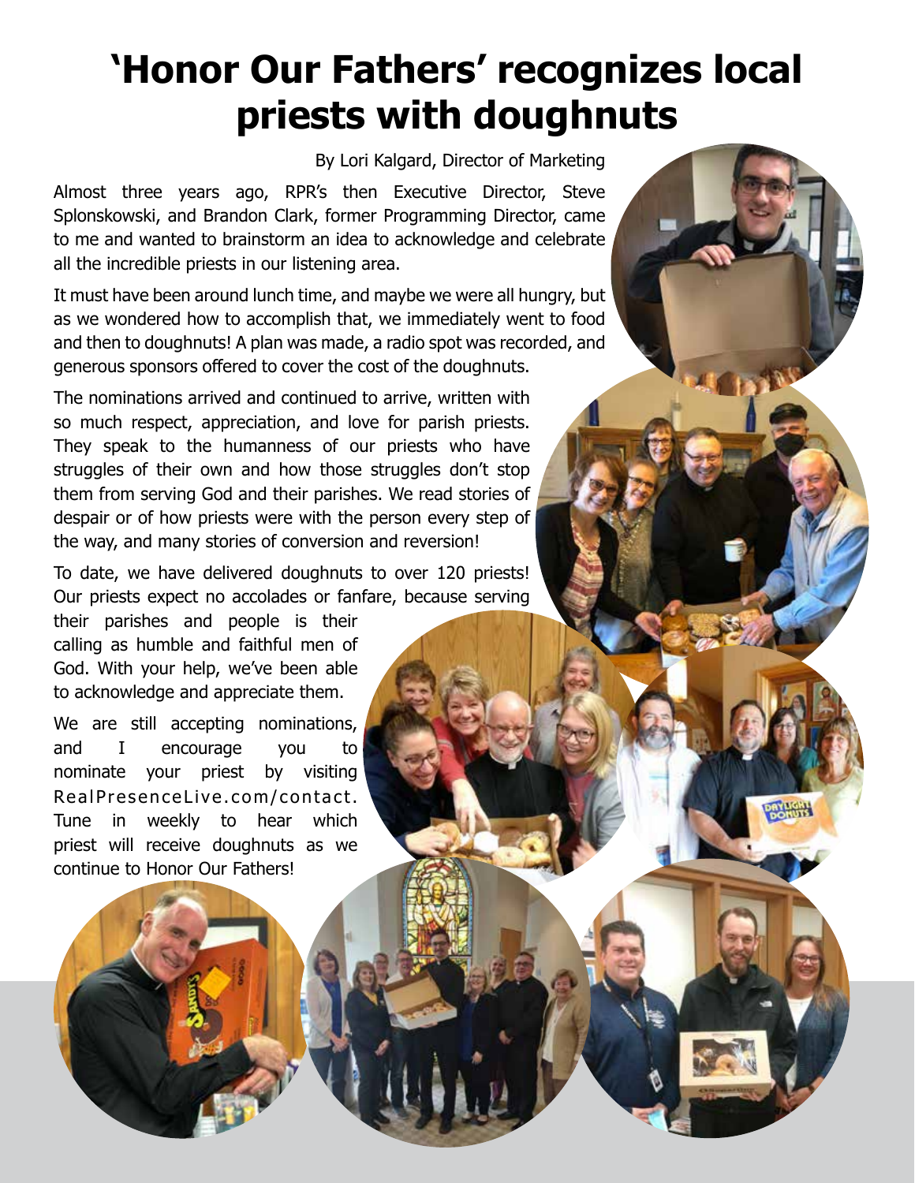# 'Honor Our Fathers' recognizes local priests with doughnuts

By Lori Kalgard, Director of Marketing

Almost three years ago, RPR's then Executive Director, Steve Splonskowski, and Brandon Clark, former Programming Director, came to me and wanted to brainstorm an idea to acknowledge and celebrate all the incredible priests in our listening area.

It must have been around lunch time, and maybe we were all hungry, but as we wondered how to accomplish that, we immediately went to food and then to doughnuts! A plan was made, a radio spot was recorded, and generous sponsors offered to cover the cost of the doughnuts.

The nominations arrived and continued to arrive, written with so much respect, appreciation, and love for parish priests. They speak to the humanness of our priests who have struggles of their own and how those struggles don't stop them from serving God and their parishes. We read stories of despair or of how priests were with the person every step of the way, and many stories of conversion and reversion!

To date, we have delivered doughnuts to over 120 priests! Our priests expect no accolades or fanfare, because serving their parishes and people is their calling as humble and faithful men of God. With your help, we've been able to acknowledge and appreciate them.

We are still accepting nominations, and I encourage you to nominate your priest by visiting RealPresenceLive.com/contact. Tune in weekly to hear which priest will receive doughnuts as we continue to Honor Our Fathers!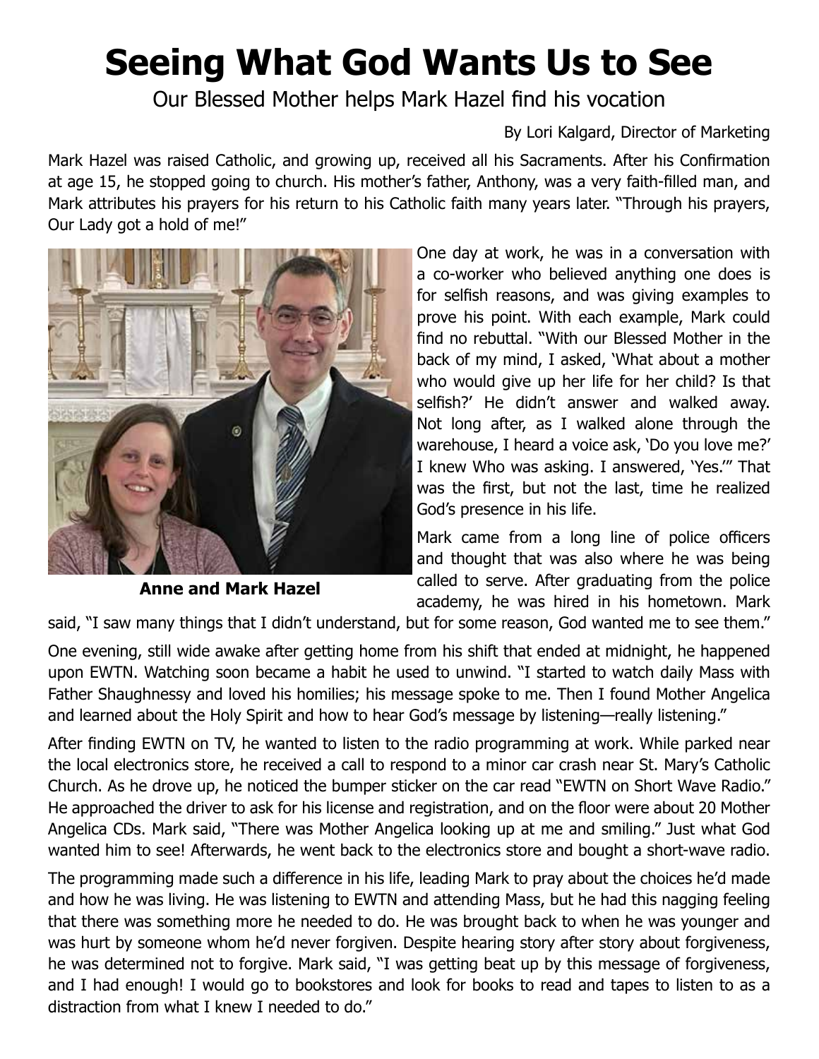# Seeing What God Wants Us to See

Our Blessed Mother helps Mark Hazel find his vocation

By Lori Kalgard, Director of Marketing

Mark Hazel was raised Catholic, and growing up, received all his Sacraments. After his Confirmation at age 15, he stopped going to church. His mother's father, Anthony, was a very faith-filled man, and Mark attributes his prayers for his return to his Catholic faith many years later. "Through his prayers, Our Lady got a hold of me!"

**Anne and Mark Hazel**

One day at work, he was in a conversation with a co-worker who believed anything one does is for selfish reasons, and was giving examples to prove his point. With each example, Mark could find no rebuttal. "With our Blessed Mother in the back of my mind, I asked, 'What about a mother who would give up her life for her child? Is that selfish?' He didn't answer and walked away. Not long after, as I walked alone through the warehouse, I heard a voice ask, 'Do you love me?' I knew Who was asking. I answered, 'Yes.'" That was the first, but not the last, time he realized God's presence in his life.

Mark came from a long line of police officers and thought that was also where he was being called to serve. After graduating from the police academy, he was hired in his hometown. Mark said, "I saw many things that I didn't understand, but for some reason, God wanted me to see them."

One evening, still wide awake after getting home from his shift that ended at midnight, he happened upon EWTN. Watching soon became a habit he used to unwind. "I started to watch daily Mass with Father Shaughnessy and loved his homilies; his message spoke to me. Then I found Mother Angelica and learned about the Holy Spirit and how to hear God's message by listening—really listening."

After finding EWTN on TV, he wanted to listen to the radio programming at work. While parked near the local electronics store, he received a call to respond to a minor car crash near St. Mary's Catholic Church. As he drove up, he noticed the bumper sticker on the car read "EWTN on Short Wave Radio." He approached the driver to ask for his license and registration, and on the floor were about 20 Mother Angelica CDs. Mark said, "There was Mother Angelica looking up at me and smiling." Just what God wanted him to see! Afterwards, he went back to the electronics store and bought a short-wave radio.

The programming made such a difference in his life, leading Mark to pray about the choices he'd made and how he was living. He was listening to EWTN and attending Mass, but he had this nagging feeling that there was something more he needed to do. He was brought back to when he was younger and was hurt by someone whom he'd never forgiven. Despite hearing story after story about forgiveness, he was determined not to forgive. Mark said, "I was getting beat up by this message of forgiveness, and I had enough! I would go to bookstores and look for books to read and tapes to listen to as a distraction from what I knew I needed to do."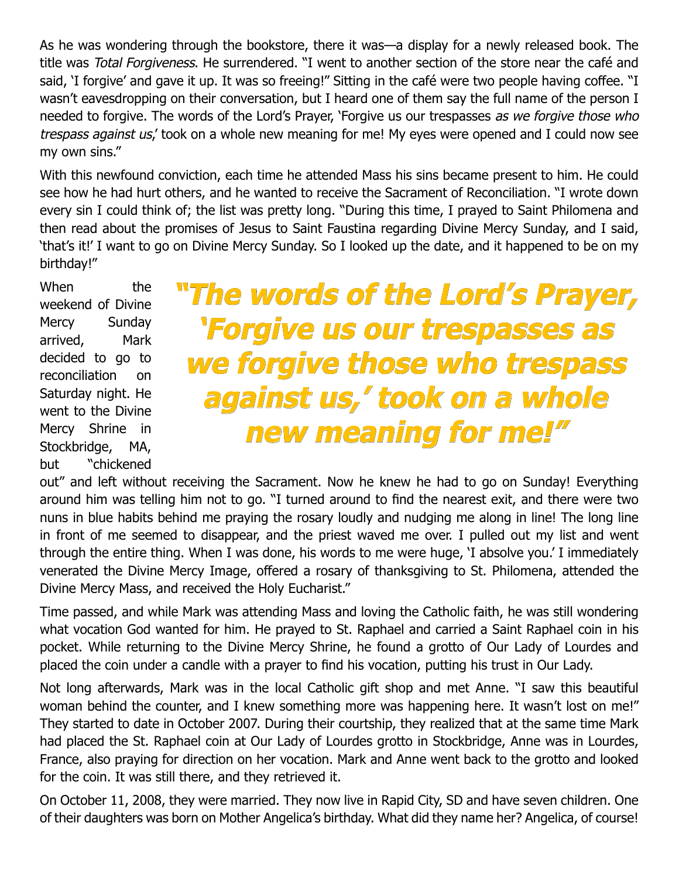As he was wondering through the bookstore, there it was—a display for a newly released book. The title was *Total Forgiveness*. He surrendered. "I went to another section of the store near the café and said, 'I forgive' and gave it up. It was so freeing!" Sitting in the café were two people having coffee. "I wasn't eavesdropping on their conversation, but I heard one of them say the full name of the person I needed to forgive. The words of the Lord's Prayer, 'Forgive us our trespasses *as we forgive those who trespass against us*,' took on a whole new meaning for me! My eyes were opened and I could now see my own sins."

With this newfound conviction, each time he attended Mass his sins became present to him. He could see how he had hurt others, and he wanted to receive the Sacrament of Reconciliation. "I wrote down every sin I could think of; the list was pretty long. "During this time, I prayed to Saint Philomena and then read about the promises of Jesus to Saint Faustina regarding Divine Mercy Sunday, and I said, 'that's it!' I want to go on Divine Mercy Sunday. So I looked up the date, and it happened to be on my birthday!"

> **"The words of the Lord's Prayer, 'Forgive us our trespasses as we forgive those who trespass against us,' took on a whole new meaning for me!"**

When the weekend of Divine Mercy Sunday arrived, Mark decided to go to reconciliation on Saturday night. He went to the Divine Mercy Shrine in Stockbridge, MA, but "chickened out" and left without receiving the Sacrament. Now he knew he had to go on Sunday! Everything around him was telling him not to go. "I turned around to find the nearest exit, and there were two nuns in blue habits behind me praying the rosary loudly and nudging me along in line! The long line in front of me seemed to disappear, and the priest waved me over. I pulled out my list and went through the entire thing. When I was done, his words to me were huge, 'I absolve you.' I immediately venerated the Divine Mercy Image, offered a rosary of thanksgiving to St. Philomena, attended the Divine Mercy Mass, and received the Holy Eucharist."

Time passed, and while Mark was attending Mass and loving the Catholic faith, he was still wondering what vocation God wanted for him. He prayed to St. Raphael and carried a Saint Raphael coin in his pocket. While returning to the Divine Mercy Shrine, he found a grotto of Our Lady of Lourdes and placed the coin under a candle with a prayer to find his vocation, putting his trust in Our Lady.

Not long afterwards, Mark was in the local Catholic gift shop and met Anne. "I saw this beautiful woman behind the counter, and I knew something more was happening here. It wasn't lost on me!" They started to date in October 2007. During their courtship, they realized that at the same time Mark had placed the St. Raphael coin at Our Lady of Lourdes grotto in Stockbridge, Anne was in Lourdes, France, also praying for direction on her vocation. Mark and Anne went back to the grotto and looked for the coin. It was still there, and they retrieved it.

On October 11, 2008, they were married. They now live in Rapid City, SD and have seven children. One of their daughters was born on Mother Angelica's birthday. What did they name her? Angelica, of course!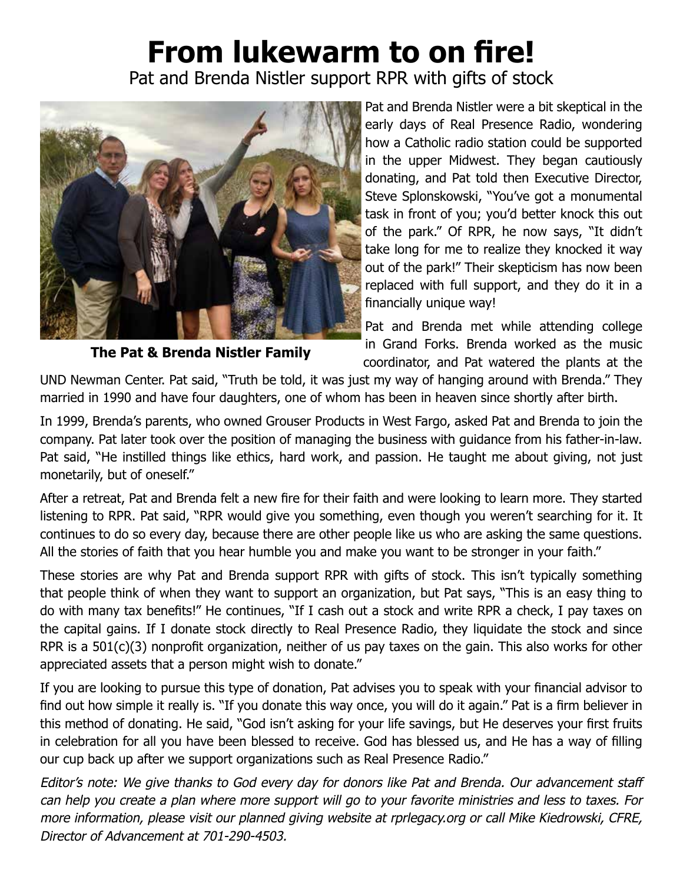# From lukewarm to on fire!

Pat and Brenda Nistler support RPR with gifts of stock

**The Pat & Brenda Nistler Family**

Pat and Brenda Nistler were a bit skeptical in the early days of Real Presence Radio, wondering how a Catholic radio station could be supported in the upper Midwest. They began cautiously donating, and Pat told then Executive Director, Steve Splonskowski, "You've got a monumental task in front of you; you'd better knock this out of the park." Of RPR, he now says, "It didn't take long for me to realize they knocked it way out of the park!" Their skepticism has now been replaced with full support, and they do it in a financially unique way!

Pat and Brenda met while attending college in Grand Forks. Brenda worked as the music coordinator, and Pat watered the plants at the UND Newman Center. Pat said, "Truth be told, it was just my way of hanging around with Brenda." They married in 1990 and have four daughters, one of whom has been in heaven since shortly after birth.

In 1999, Brenda's parents, who owned Grouser Products in West Fargo, asked Pat and Brenda to join the company. Pat later took over the position of managing the business with guidance from his father-in-law. Pat said, "He instilled things like ethics, hard work, and passion. He taught me about giving, not just monetarily, but of oneself."

After a retreat, Pat and Brenda felt a new fire for their faith and were looking to learn more. They started listening to RPR. Pat said, "RPR would give you something, even though you weren't searching for it. It continues to do so every day, because there are other people like us who are asking the same questions. All the stories of faith that you hear humble you and make you want to be stronger in your faith."

These stories are why Pat and Brenda support RPR with gifts of stock. This isn't typically something that people think of when they want to support an organization, but Pat says, "This is an easy thing to do with many tax benefits!" He continues, "If I cash out a stock and write RPR a check, I pay taxes on the capital gains. If I donate stock directly to Real Presence Radio, they liquidate the stock and since RPR is a 501(c)(3) nonprofit organization, neither of us pay taxes on the gain. This also works for other appreciated assets that a person might wish to donate."

If you are looking to pursue this type of donation, Pat advises you to speak with your financial advisor to find out how simple it really is. "If you donate this way once, you will do it again." Pat is a firm believer in this method of donating. He said, "God isn't asking for your life savings, but He deserves your first fruits in celebration for all you have been blessed to receive. God has blessed us, and He has a way of filling our cup back up after we support organizations such as Real Presence Radio."

*Editor's note: We give thanks to God every day for donors like Pat and Brenda. Our advancement staff can help you create a plan where more support will go to your favorite ministries and less to taxes. For more information, please visit our planned giving website at rprlegacy.org or call Mike Kiedrowski, CFRE, Director of Advancement at 701-290-4503.*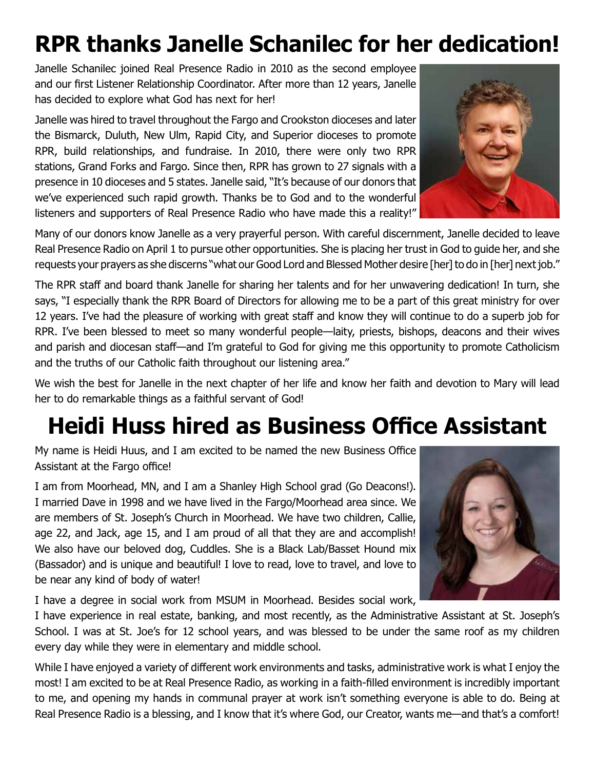# RPR thanks Janelle Schanilec for her dedication!

Janelle Schanilec joined Real Presence Radio in 2010 as the second employee and our first Listener Relationship Coordinator. After more than 12 years, Janelle has decided to explore what God has next for her!

Janelle was hired to travel throughout the Fargo and Crookston dioceses and later the Bismarck, Duluth, New Ulm, Rapid City, and Superior dioceses to promote RPR, build relationships, and fundraise. In 2010, there were only two RPR stations, Grand Forks and Fargo. Since then, RPR has grown to 27 signals with a presence in 10 dioceses and 5 states. Janelle said, "It's because of our donors that we've experienced such rapid growth. Thanks be to God and to the wonderful listeners and supporters of Real Presence Radio who have made this a reality!"

Many of our donors know Janelle as a very prayerful person. With careful discernment, Janelle decided to leave Real Presence Radio on April 1 to pursue other opportunities. She is placing her trust in God to guide her, and she requests your prayers as she discerns "what our Good Lord and Blessed Mother desire [her] to do in [her] next job."

The RPR staff and board thank Janelle for sharing her talents and for her unwavering dedication! In turn, she says, "I especially thank the RPR Board of Directors for allowing me to be a part of this great ministry for over 12 years. I've had the pleasure of working with great staff and know they will continue to do a superb job for RPR. I've been blessed to meet so many wonderful people—laity, priests, bishops, deacons and their wives and parish and diocesan staff—and I'm grateful to God for giving me this opportunity to promote Catholicism and the truths of our Catholic faith throughout our listening area."

We wish the best for Janelle in the next chapter of her life and know her faith and devotion to Mary will lead her to do remarkable things as a faithful servant of God!

# Heidi Huss hired as Business Office Assistant

My name is Heidi Huus, and I am excited to be named the new Business Office Assistant at the Fargo office!

I am from Moorhead, MN, and I am a Shanley High School grad (Go Deacons!). I married Dave in 1998 and we have lived in the Fargo/Moorhead area since. We are members of St. Joseph's Church in Moorhead. We have two children, Callie, age 22, and Jack, age 15, and I am proud of all that they are and accomplish! We also have our beloved dog, Cuddles. She is a Black Lab/Basset Hound mix (Bassador) and is unique and beautiful! I love to read, love to travel, and love to be near any kind of body of water!

I have a degree in social work from MSUM in Moorhead. Besides social work, I have experience in real estate, banking, and most recently, as the Administrative Assistant at St. Joseph's School. I was at St. Joe's for 12 school years, and was blessed to be under the same roof as my children every day while they were in elementary and middle school.

While I have enjoyed a variety of different work environments and tasks, administrative work is what I enjoy the most! I am excited to be at Real Presence Radio, as working in a faith-filled environment is incredibly important to me, and opening my hands in communal prayer at work isn't something everyone is able to do. Being at Real Presence Radio is a blessing, and I know that it's where God, our Creator, wants me—and that's a comfort!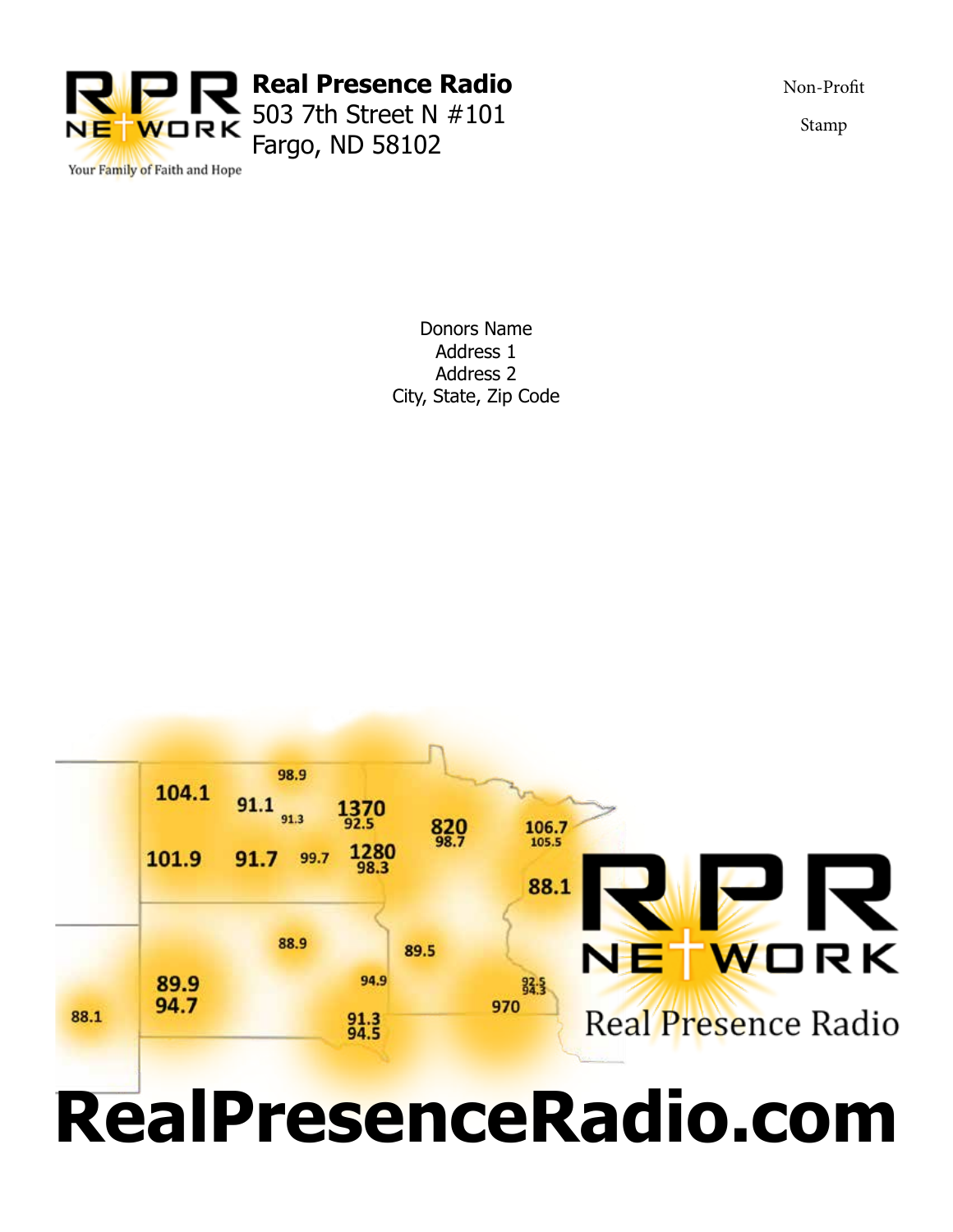**Real Presence Radio**
503 7th Street N #101
Fargo, ND 58102

Your Family of Faith and Hope

Non-Profit

Stamp

Donors Name
Address 1
Address 2
City, State, Zip Code

104.1
91.1
98.9
91.3
1370
92.5
820
98.7
106.7
105.5
101.9
91.7
99.7
1280
98.3
88.1
88.9
89.5
89.9
94.7
94.9
92.5
94.3
88.1
91.3
94.5
970

RPR NETWORK

Real Presence Radio

# RealPresenceRadio.com